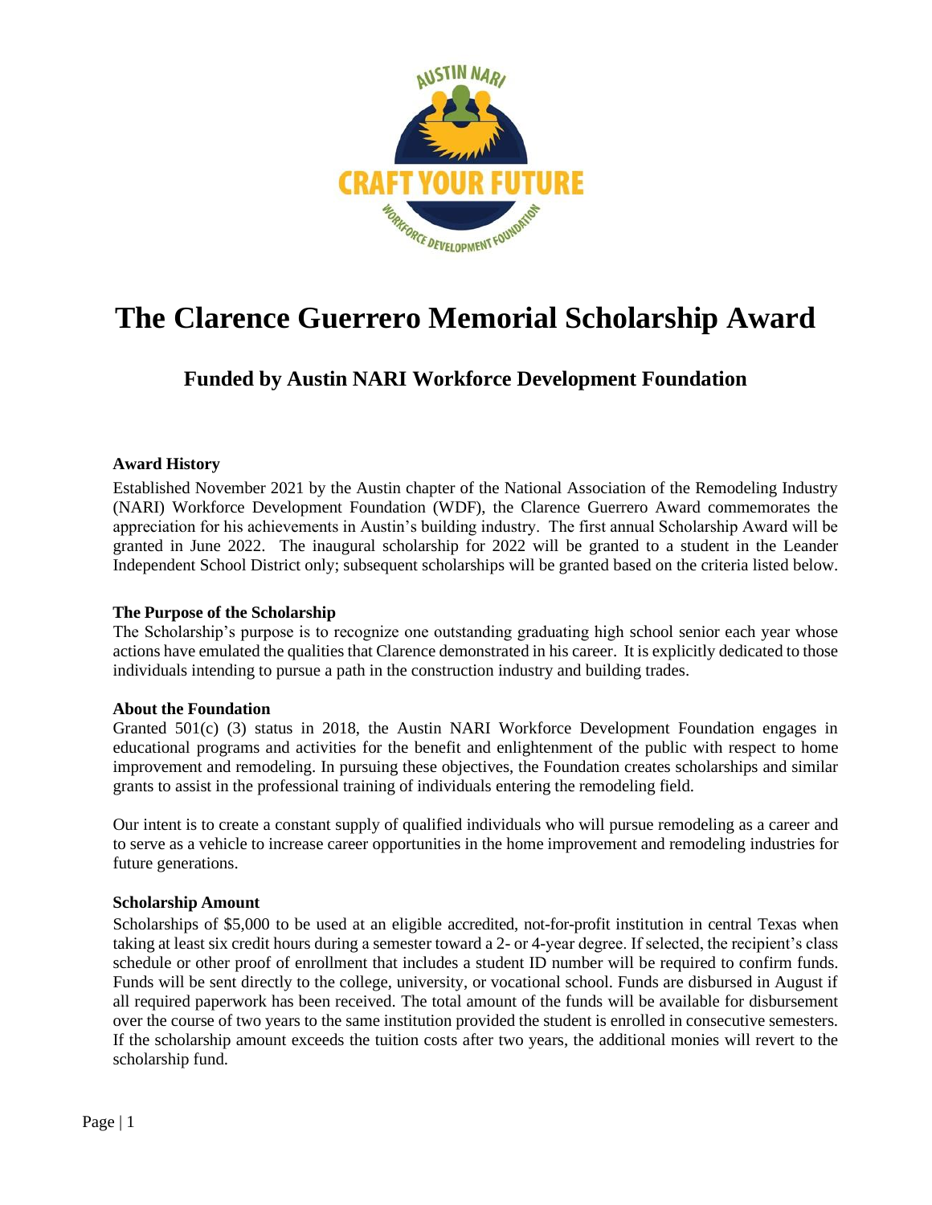# The Clarence Guerrero Memorial Scholarship Award

## Funded by Austin NARI Workforce Development Foundation

**Award History**

Established November 2021 by the Austin chapter of the National Association of the Remodeling Industry (NARI) Workforce Development Foundation (WDF), the Clarence Guerrero Award commemorates the appreciation for his achievements in Austin's building industry. The first annual Scholarship Award will be granted in June 2022. The inaugural scholarship for 2022 will be granted to a student in the Leander Independent School District only; subsequent scholarships will be granted based on the criteria listed below.

**The Purpose of the Scholarship**

The Scholarship's purpose is to recognize one outstanding graduating high school senior each year whose actions have emulated the qualities that Clarence demonstrated in his career. It is explicitly dedicated to those individuals intending to pursue a path in the construction industry and building trades.

**About the Foundation**

Granted 501(c) (3) status in 2018, the Austin NARI Workforce Development Foundation engages in educational programs and activities for the benefit and enlightenment of the public with respect to home improvement and remodeling. In pursuing these objectives, the Foundation creates scholarships and similar grants to assist in the professional training of individuals entering the remodeling field.

Our intent is to create a constant supply of qualified individuals who will pursue remodeling as a career and to serve as a vehicle to increase career opportunities in the home improvement and remodeling industries for future generations.

**Scholarship Amount**

Scholarships of $5,000 to be used at an eligible accredited, not-for-profit institution in central Texas when taking at least six credit hours during a semester toward a 2- or 4-year degree. If selected, the recipient's class schedule or other proof of enrollment that includes a student ID number will be required to confirm funds. Funds will be sent directly to the college, university, or vocational school. Funds are disbursed in August if all required paperwork has been received. The total amount of the funds will be available for disbursement over the course of two years to the same institution provided the student is enrolled in consecutive semesters. If the scholarship amount exceeds the tuition costs after two years, the additional monies will revert to the scholarship fund.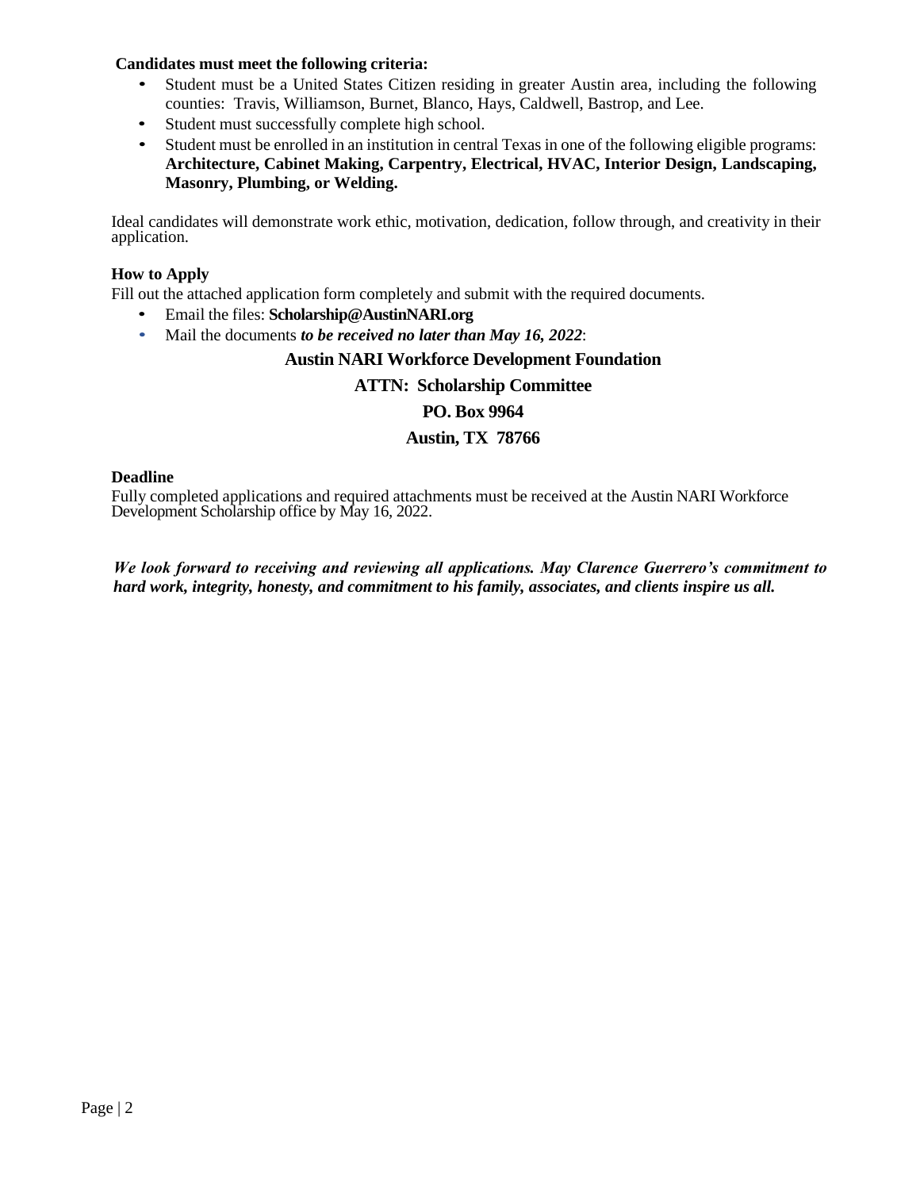**Candidates must meet the following criteria:**

- Student must be a United States Citizen residing in greater Austin area, including the following counties: Travis, Williamson, Burnet, Blanco, Hays, Caldwell, Bastrop, and Lee.
- Student must successfully complete high school.
- Student must be enrolled in an institution in central Texas in one of the following eligible programs: **Architecture, Cabinet Making, Carpentry, Electrical, HVAC, Interior Design, Landscaping, Masonry, Plumbing, or Welding.**

Ideal candidates will demonstrate work ethic, motivation, dedication, follow through, and creativity in their application.

**How to Apply**

Fill out the attached application form completely and submit with the required documents.

- Email the files: **Scholarship@AustinNARI.org**
- Mail the documents ***to be received no later than May 16, 2022***:

**Austin NARI Workforce Development Foundation**

**ATTN: Scholarship Committee**

**PO. Box 9964**

**Austin, TX 78766**

**Deadline**

Fully completed applications and required attachments must be received at the Austin NARI Workforce Development Scholarship office by May 16, 2022.

***We look forward to receiving and reviewing all applications. May Clarence Guerrero's commitment to hard work, integrity, honesty, and commitment to his family, associates, and clients inspire us all.***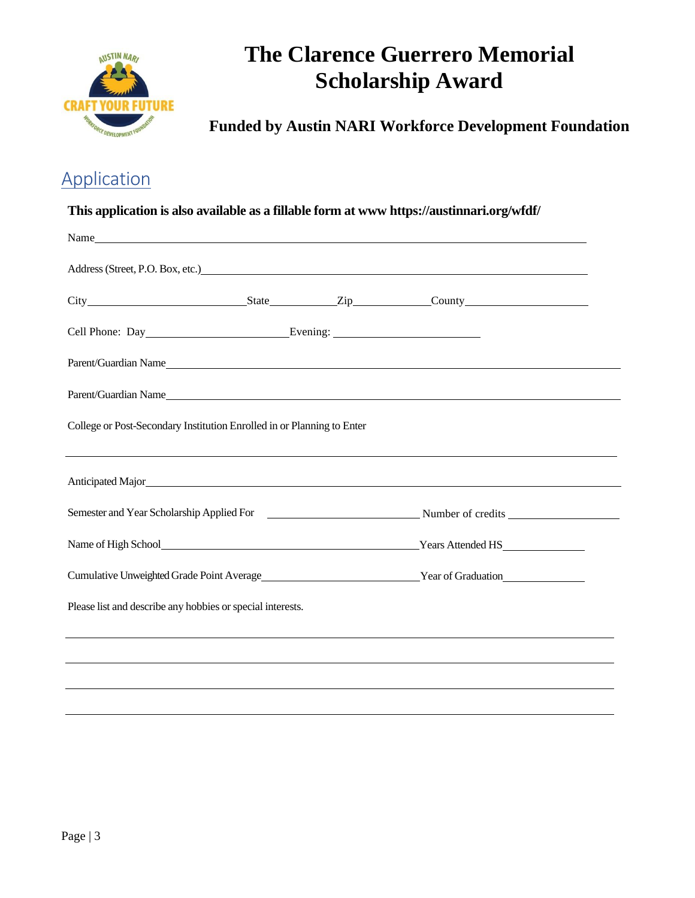# The Clarence Guerrero Memorial Scholarship Award

**Funded by Austin NARI Workforce Development Foundation**

## Application

**This application is also available as a fillable form at www https://austinnari.org/wfdf/**

Name\_\_\_\_\_\_\_\_\_\_\_\_\_\_\_\_\_\_\_\_\_\_\_\_\_\_\_\_\_\_\_\_\_\_\_\_\_\_\_\_\_\_\_\_\_\_\_\_\_\_\_\_\_\_\_\_\_\_\_\_\_\_\_\_\_\_

Address (Street, P.O. Box, etc.)\_\_\_\_\_\_\_\_\_\_\_\_\_\_\_\_\_\_\_\_\_\_\_\_\_\_\_\_\_\_\_\_\_\_\_\_\_\_\_\_\_\_\_\_\_\_\_\_

City\_\_\_\_\_\_\_\_\_\_\_\_\_\_\_\_\_\_\_\_State\_\_\_\_\_\_\_\_\_Zip\_\_\_\_\_\_\_\_\_\_County\_\_\_\_\_\_\_\_\_\_\_\_\_\_\_\_

Cell Phone: Day\_\_\_\_\_\_\_\_\_\_\_\_\_\_\_\_\_\_\_\_Evening: \_\_\_\_\_\_\_\_\_\_\_\_\_\_\_\_\_\_\_\_

Parent/Guardian Name\_\_\_\_\_\_\_\_\_\_\_\_\_\_\_\_\_\_\_\_\_\_\_\_\_\_\_\_\_\_\_\_\_\_\_\_\_\_\_\_\_\_\_\_\_\_\_\_\_\_\_\_\_\_\_\_\_\_

Parent/Guardian Name\_\_\_\_\_\_\_\_\_\_\_\_\_\_\_\_\_\_\_\_\_\_\_\_\_\_\_\_\_\_\_\_\_\_\_\_\_\_\_\_\_\_\_\_\_\_\_\_\_\_\_\_\_\_\_\_\_\_

College or Post-Secondary Institution Enrolled in or Planning to Enter

\_\_\_\_\_\_\_\_\_\_\_\_\_\_\_\_\_\_\_\_\_\_\_\_\_\_\_\_\_\_\_\_\_\_\_\_\_\_\_\_\_\_\_\_\_\_\_\_\_\_\_\_\_\_\_\_\_\_\_\_\_\_\_\_\_\_\_\_\_\_\_\_

Anticipated Major\_\_\_\_\_\_\_\_\_\_\_\_\_\_\_\_\_\_\_\_\_\_\_\_\_\_\_\_\_\_\_\_\_\_\_\_\_\_\_\_\_\_\_\_\_\_\_\_\_\_\_\_\_\_\_\_\_\_\_\_

Semester and Year Scholarship Applied For \_\_\_\_\_\_\_\_\_\_\_\_\_\_\_\_\_\_\_\_ Number of credits \_\_\_\_\_\_\_\_\_\_\_\_\_\_\_

Name of High School\_\_\_\_\_\_\_\_\_\_\_\_\_\_\_\_\_\_\_\_\_\_\_\_\_\_\_\_\_\_\_\_\_\_\_\_Years Attended HS\_\_\_\_\_\_\_\_\_\_

Cumulative Unweighted Grade Point Average\_\_\_\_\_\_\_\_\_\_\_\_\_\_\_\_\_\_\_\_Year of Graduation\_\_\_\_\_\_\_\_\_\_

Please list and describe any hobbies or special interests.

\_\_\_\_\_\_\_\_\_\_\_\_\_\_\_\_\_\_\_\_\_\_\_\_\_\_\_\_\_\_\_\_\_\_\_\_\_\_\_\_\_\_\_\_\_\_\_\_\_\_\_\_\_\_\_\_\_\_\_\_\_\_\_\_\_\_\_\_\_\_\_\_

\_\_\_\_\_\_\_\_\_\_\_\_\_\_\_\_\_\_\_\_\_\_\_\_\_\_\_\_\_\_\_\_\_\_\_\_\_\_\_\_\_\_\_\_\_\_\_\_\_\_\_\_\_\_\_\_\_\_\_\_\_\_\_\_\_\_\_\_\_\_\_\_

\_\_\_\_\_\_\_\_\_\_\_\_\_\_\_\_\_\_\_\_\_\_\_\_\_\_\_\_\_\_\_\_\_\_\_\_\_\_\_\_\_\_\_\_\_\_\_\_\_\_\_\_\_\_\_\_\_\_\_\_\_\_\_\_\_\_\_\_\_\_\_\_

\_\_\_\_\_\_\_\_\_\_\_\_\_\_\_\_\_\_\_\_\_\_\_\_\_\_\_\_\_\_\_\_\_\_\_\_\_\_\_\_\_\_\_\_\_\_\_\_\_\_\_\_\_\_\_\_\_\_\_\_\_\_\_\_\_\_\_\_\_\_\_\_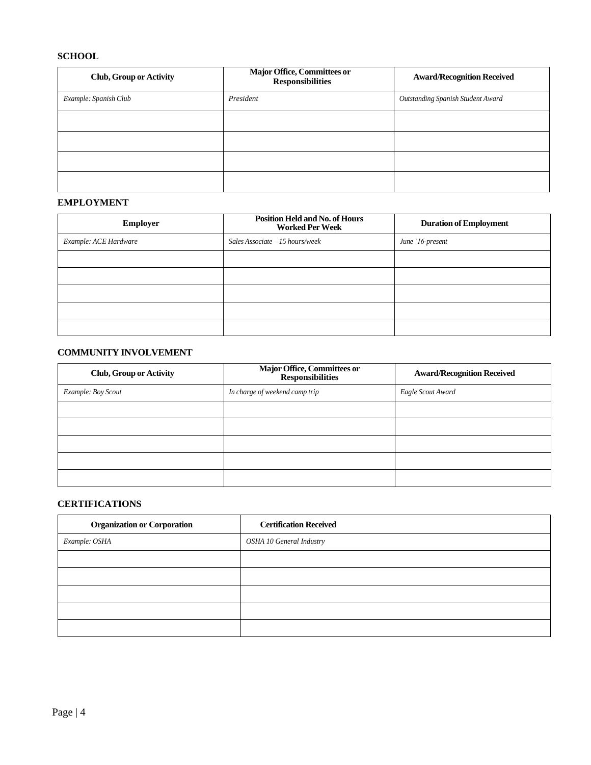## SCHOOL

| Club, Group or Activity | Major Office, Committees or Responsibilities | Award/Recognition Received |
|---|---|---|
| *Example: Spanish Club* | *President* | *Outstanding Spanish Student Award* |
| | | |
| | | |
| | | |
| | | |

## EMPLOYMENT

| Employer | Position Held and No. of Hours Worked Per Week | Duration of Employment |
|---|---|---|
| *Example: ACE Hardware* | *Sales Associate – 15 hours/week* | *June '16-present* |
| | | |
| | | |
| | | |
| | | |
| | | |

## COMMUNITY INVOLVEMENT

| Club, Group or Activity | Major Office, Committees or Responsibilities | Award/Recognition Received |
|---|---|---|
| *Example: Boy Scout* | *In charge of weekend camp trip* | *Eagle Scout Award* |
| | | |
| | | |
| | | |
| | | |
| | | |

## CERTIFICATIONS

| Organization or Corporation | Certification Received |
|---|---|
| *Example: OSHA* | *OSHA 10 General Industry* |
| | |
| | |
| | |
| | |
| | |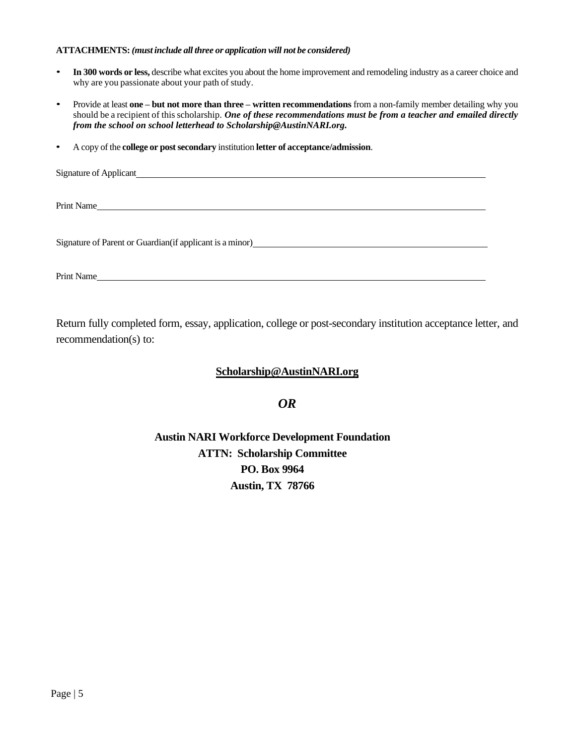**ATTACHMENTS:** ***(must include all three or application will not be considered)***

- **In 300 words or less,** describe what excites you about the home improvement and remodeling industry as a career choice and why are you passionate about your path of study.
- Provide at least **one – but not more than three – written recommendations** from a non-family member detailing why you should be a recipient of this scholarship. ***One of these recommendations must be from a teacher and emailed directly from the school on school letterhead to Scholarship@AustinNARI.org.***
- A copy of the **college or post secondary** institution **letter of acceptance/admission**.

Signature of Applicant\_\_\_\_\_\_\_\_\_\_\_\_\_\_\_\_\_\_\_\_\_\_\_\_\_\_\_\_\_\_\_\_\_\_\_\_\_\_\_\_\_\_\_\_\_\_\_\_

Print Name\_\_\_\_\_\_\_\_\_\_\_\_\_\_\_\_\_\_\_\_\_\_\_\_\_\_\_\_\_\_\_\_\_\_\_\_\_\_\_\_\_\_\_\_\_\_\_\_\_\_\_\_\_\_

Signature of Parent or Guardian(if applicant is a minor)\_\_\_\_\_\_\_\_\_\_\_\_\_\_\_\_\_\_\_\_\_\_\_\_\_\_\_\_\_\_

Print Name\_\_\_\_\_\_\_\_\_\_\_\_\_\_\_\_\_\_\_\_\_\_\_\_\_\_\_\_\_\_\_\_\_\_\_\_\_\_\_\_\_\_\_\_\_\_\_\_\_\_\_\_\_\_

Return fully completed form, essay, application, college or post-secondary institution acceptance letter, and recommendation(s) to:

**Scholarship@AustinNARI.org**

***OR***

**Austin NARI Workforce Development Foundation**
**ATTN: Scholarship Committee**
**PO. Box 9964**
**Austin, TX 78766**